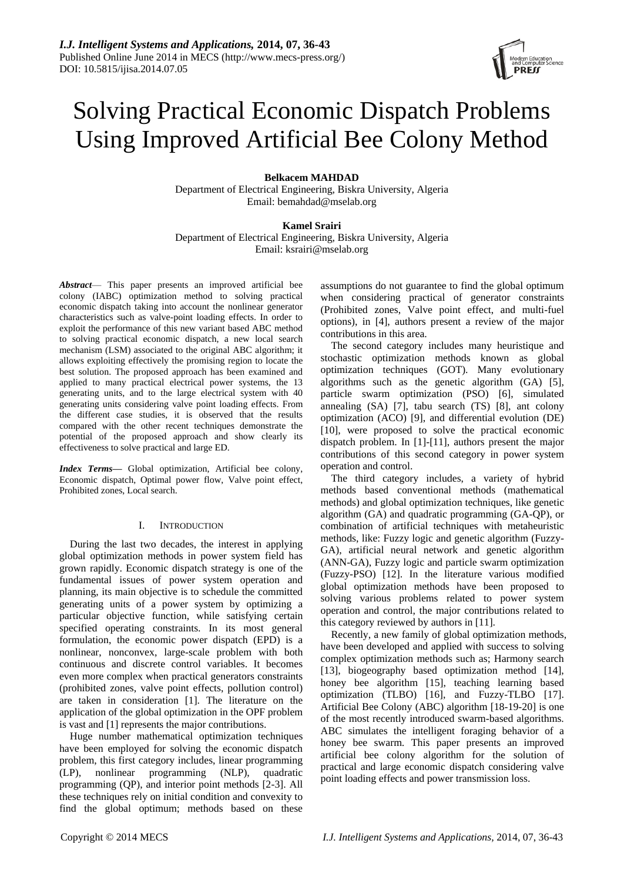# Solving Practical Economic Dispatch Problems Using Improved Artificial Bee Colony Method

**Belkacem MAHDAD**
Department of Electrical Engineering, Biskra University, Algeria
Email: bemahdad@mselab.org

**Kamel Srairi**
Department of Electrical Engineering, Biskra University, Algeria
Email: ksrairi@mselab.org

***Abstract*** — This paper presents an improved artificial bee colony (IABC) optimization method to solving practical economic dispatch taking into account the nonlinear generator characteristics such as valve-point loading effects. In order to exploit the performance of this new variant based ABC method to solving practical economic dispatch, a new local search mechanism (LSM) associated to the original ABC algorithm; it allows exploiting effectively the promising region to locate the best solution. The proposed approach has been examined and applied to many practical electrical power systems, the 13 generating units, and to the large electrical system with 40 generating units considering valve point loading effects. From the different case studies, it is observed that the results compared with the other recent techniques demonstrate the potential of the proposed approach and show clearly its effectiveness to solve practical and large ED.

***Index Terms*—** Global optimization, Artificial bee colony, Economic dispatch, Optimal power flow, Valve point effect, Prohibited zones, Local search.

## I. Introduction

During the last two decades, the interest in applying global optimization methods in power system field has grown rapidly. Economic dispatch strategy is one of the fundamental issues of power system operation and planning, its main objective is to schedule the committed generating units of a power system by optimizing a particular objective function, while satisfying certain specified operating constraints. In its most general formulation, the economic power dispatch (EPD) is a nonlinear, nonconvex, large-scale problem with both continuous and discrete control variables. It becomes even more complex when practical generators constraints (prohibited zones, valve point effects, pollution control) are taken in consideration [1]. The literature on the application of the global optimization in the OPF problem is vast and [1] represents the major contributions.

Huge number mathematical optimization techniques have been employed for solving the economic dispatch problem, this first category includes, linear programming (LP), nonlinear programming (NLP), quadratic programming (QP), and interior point methods [2-3]. All these techniques rely on initial condition and convexity to find the global optimum; methods based on these assumptions do not guarantee to find the global optimum when considering practical of generator constraints (Prohibited zones, Valve point effect, and multi-fuel options), in [4], authors present a review of the major contributions in this area.

The second category includes many heuristique and stochastic optimization methods known as global optimization techniques (GOT). Many evolutionary algorithms such as the genetic algorithm (GA) [5], particle swarm optimization (PSO) [6], simulated annealing (SA) [7], tabu search (TS) [8], ant colony optimization (ACO) [9], and differential evolution (DE) [10], were proposed to solve the practical economic dispatch problem. In [1]-[11], authors present the major contributions of this second category in power system operation and control.

The third category includes, a variety of hybrid methods based conventional methods (mathematical methods) and global optimization techniques, like genetic algorithm (GA) and quadratic programming (GA-QP), or combination of artificial techniques with metaheuristic methods, like: Fuzzy logic and genetic algorithm (Fuzzy-GA), artificial neural network and genetic algorithm (ANN-GA), Fuzzy logic and particle swarm optimization (Fuzzy-PSO) [12]. In the literature various modified global optimization methods have been proposed to solving various problems related to power system operation and control, the major contributions related to this category reviewed by authors in [11].

Recently, a new family of global optimization methods, have been developed and applied with success to solving complex optimization methods such as; Harmony search [13], biogeography based optimization method [14], honey bee algorithm [15], teaching learning based optimization (TLBO) [16], and Fuzzy-TLBO [17]. Artificial Bee Colony (ABC) algorithm [18-19-20] is one of the most recently introduced swarm-based algorithms. ABC simulates the intelligent foraging behavior of a honey bee swarm. This paper presents an improved artificial bee colony algorithm for the solution of practical and large economic dispatch considering valve point loading effects and power transmission loss.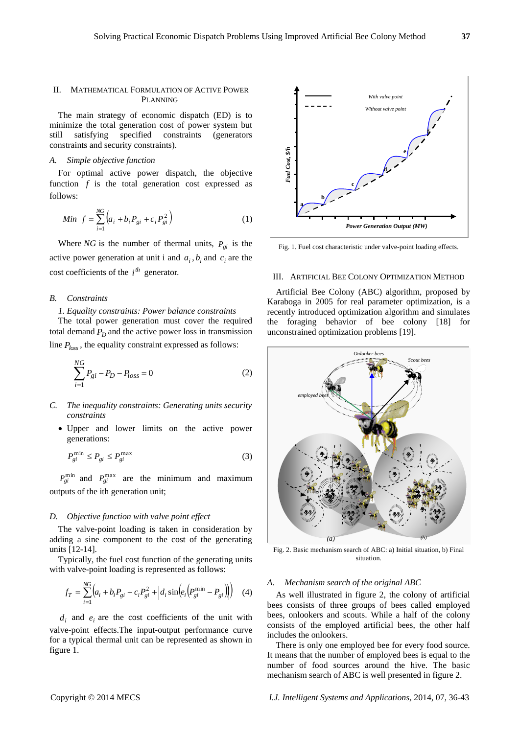## II. Mathematical Formulation of Active Power Planning

The main strategy of economic dispatch (ED) is to minimize the total generation cost of power system but still satisfying specified constraints (generators constraints and security constraints).

### A. Simple objective function

For optimal active power dispatch, the objective function $f$ is the total generation cost expressed as follows:

$$Min \;\; f = \sum_{i=1}^{NG} \left( a_i + b_i P_{gi} + c_i P_{gi}^2 \right) \tag{1}$$

Where $NG$ is the number of thermal units, $P_{gi}$ is the active power generation at unit i and $a_i$, $b_i$ and $c_i$ are the cost coefficients of the $i^{th}$ generator.

### B. Constraints

*1. Equality constraints: Power balance constraints*

The total power generation must cover the required total demand $P_D$ and the active power loss in transmission line $P_{loss}$, the equality constraint expressed as follows:

$$\sum_{i=1}^{NG} P_{gi} - P_D - P_{loss} = 0 \tag{2}$$

### C. The inequality constraints: Generating units security constraints

- Upper and lower limits on the active power generations:

$$P_{gi}^{\min} \le P_{gi} \le P_{gi}^{\max} \tag{3}$$

$P_{gi}^{\min}$ and $P_{gi}^{\max}$ are the minimum and maximum outputs of the ith generation unit;

### D. Objective function with valve point effect

The valve-point loading is taken in consideration by adding a sine component to the cost of the generating units [12-14].

Typically, the fuel cost function of the generating units with valve-point loading is represented as follows:

$$f_T = \sum_{i=1}^{NG} \left( a_i + b_i P_{gi} + c_i P_{gi}^2 + \left| d_i \sin\left( e_i \left( P_{gi}^{\min} - P_{gi} \right) \right) \right| \right) \tag{4}$$

$d_i$ and $e_i$ are the cost coefficients of the unit with valve-point effects.The input-output performance curve for a typical thermal unit can be represented as shown in figure 1.

Fig. 1. Fuel cost characteristic under valve-point loading effects.

## III. Artificial Bee Colony Optimization Method

Artificial Bee Colony (ABC) algorithm, proposed by Karaboga in 2005 for real parameter optimization, is a recently introduced optimization algorithm and simulates the foraging behavior of bee colony [18] for unconstrained optimization problems [19].

Fig. 2. Basic mechanism search of ABC: a) Initial situation, b) Final situation.

### A. Mechanism search of the original ABC

As well illustrated in figure 2, the colony of artificial bees consists of three groups of bees called employed bees, onlookers and scouts. While a half of the colony consists of the employed artificial bees, the other half includes the onlookers.

There is only one employed bee for every food source. It means that the number of employed bees is equal to the number of food sources around the hive. The basic mechanism search of ABC is well presented in figure 2.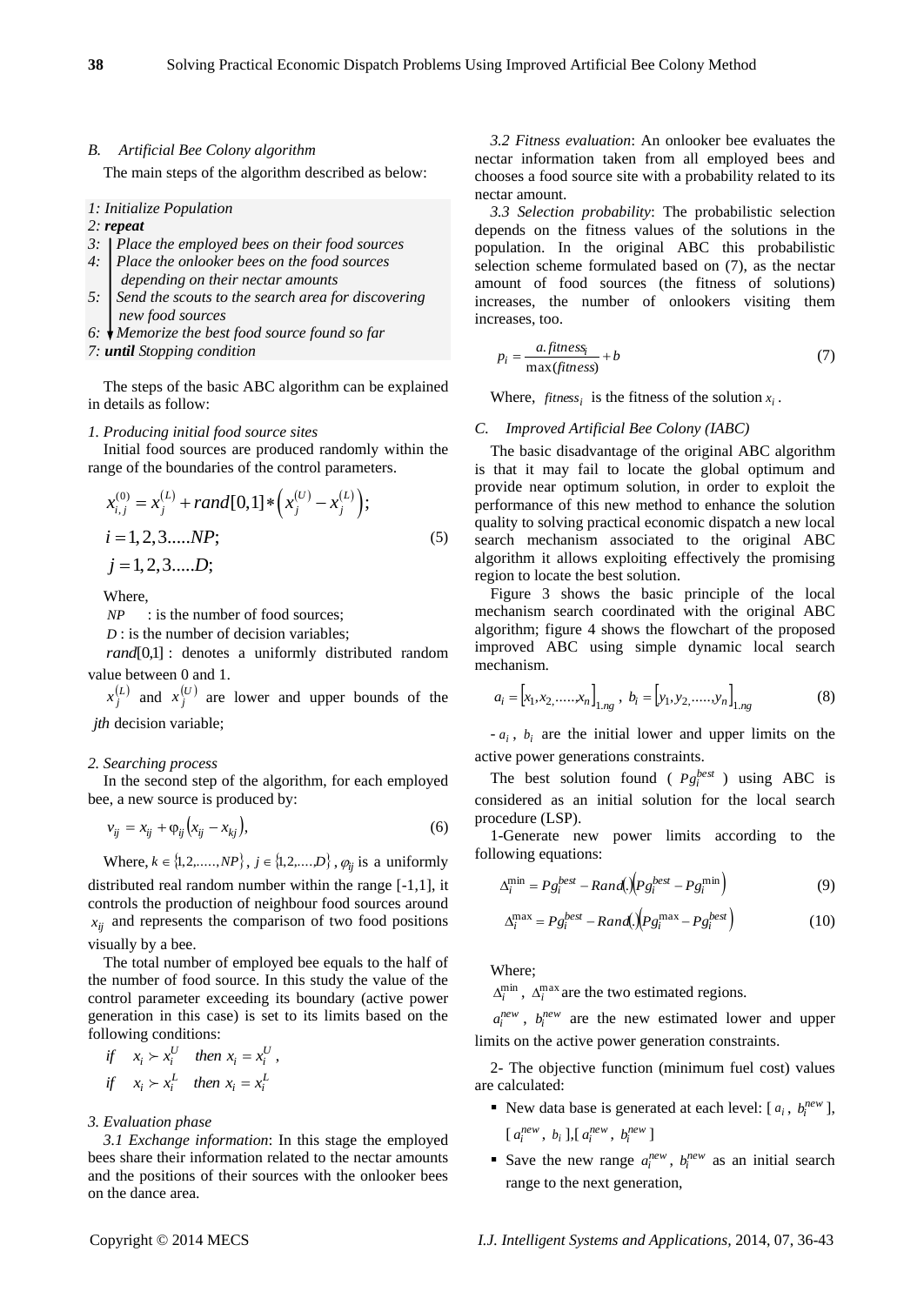*B. Artificial Bee Colony algorithm*

The main steps of the algorithm described as below:

*1: Initialize Population*
*2: **repeat***
*3: Place the employed bees on their food sources*
*4: Place the onlooker bees on the food sources depending on their nectar amounts*
*5: Send the scouts to the search area for discovering new food sources*
*6: Memorize the best food source found so far*
*7: **until** Stopping condition*

The steps of the basic ABC algorithm can be explained in details as follow:

*1. Producing initial food source sites*

Initial food sources are produced randomly within the range of the boundaries of the control parameters.

$$x_{i,j}^{(0)} = x_j^{(L)} + rand[0,1] * \left( x_j^{(U)} - x_j^{(L)} \right); \quad i = 1,2,3.....NP; \quad j = 1,2,3.....D; \tag{5}$$

Where,

$NP$ : is the number of food sources;

$D$ : is the number of decision variables;

$rand[0,1]$ : denotes a uniformly distributed random value between 0 and 1.

$x_j^{(L)}$ and $x_j^{(U)}$ are lower and upper bounds of the $j$th decision variable;

*2. Searching process*

In the second step of the algorithm, for each employed bee, a new source is produced by:

$$v_{ij} = x_{ij} + \varphi_{ij}\left(x_{ij} - x_{kj}\right), \tag{6}$$

Where, $k \in \{1,2,.....,NP\}$, $j \in \{1,2,....,D\}$, $\varphi_{ij}$ is a uniformly distributed real random number within the range [-1,1], it controls the production of neighbour food sources around $x_{ij}$ and represents the comparison of two food positions visually by a bee.

The total number of employed bee equals to the half of the number of food source. In this study the value of the control parameter exceeding its boundary (active power generation in this case) is set to its limits based on the following conditions:

$$\text{if} \quad x_i \succ x_i^U \quad \text{then } x_i = x_i^U,$$

$$\text{if} \quad x_i \succ x_i^L \quad \text{then } x_i = x_i^L$$

*3. Evaluation phase*

*3.1 Exchange information*: In this stage the employed bees share their information related to the nectar amounts and the positions of their sources with the onlooker bees on the dance area.

*3.2 Fitness evaluation*: An onlooker bee evaluates the nectar information taken from all employed bees and chooses a food source site with a probability related to its nectar amount.

*3.3 Selection probability*: The probabilistic selection depends on the fitness values of the solutions in the population. In the original ABC this probabilistic selection scheme formulated based on (7), as the nectar amount of food sources (the fitness of solutions) increases, the number of onlookers visiting them increases, too.

$$p_i = \frac{a.fitness_i}{\max(fitness)} + b \tag{7}$$

Where, $fitness_i$ is the fitness of the solution $x_i$.

*C. Improved Artificial Bee Colony (IABC)*

The basic disadvantage of the original ABC algorithm is that it may fail to locate the global optimum and provide near optimum solution, in order to exploit the performance of this new method to enhance the solution quality to solving practical economic dispatch a new local search mechanism associated to the original ABC algorithm it allows exploiting effectively the promising region to locate the best solution.

Figure 3 shows the basic principle of the local mechanism search coordinated with the original ABC algorithm; figure 4 shows the flowchart of the proposed improved ABC using simple dynamic local search mechanism.

$$a_i = \left[x_1, x_2, .....x_n\right]_{1.ng}, \; b_i = \left[y_1, y_2, .....y_n\right]_{1.ng} \tag{8}$$

- $a_i$, $b_i$ are the initial lower and upper limits on the active power generations constraints.

The best solution found ( $Pg_i^{best}$ ) using ABC is considered as an initial solution for the local search procedure (LSP).

1-Generate new power limits according to the following equations:

$$\Delta_i^{\min} = Pg_i^{best} - Rand(.)\left(Pg_i^{best} - Pg_i^{\min}\right) \tag{9}$$

$$\Delta_i^{\max} = Pg_i^{best} - Rand(.)\left(Pg_i^{\max} - Pg_i^{best}\right) \tag{10}$$

Where;

$\Delta_i^{\min}$, $\Delta_i^{\max}$ are the two estimated regions.

$a_i^{new}$, $b_i^{new}$ are the new estimated lower and upper limits on the active power generation constraints.

2- The objective function (minimum fuel cost) values are calculated:

- New data base is generated at each level: [ $a_i$, $b_i^{new}$ ], [ $a_i^{new}$, $b_i$ ],[ $a_i^{new}$, $b_i^{new}$ ]
- Save the new range $a_i^{new}$, $b_i^{new}$ as an initial search range to the next generation,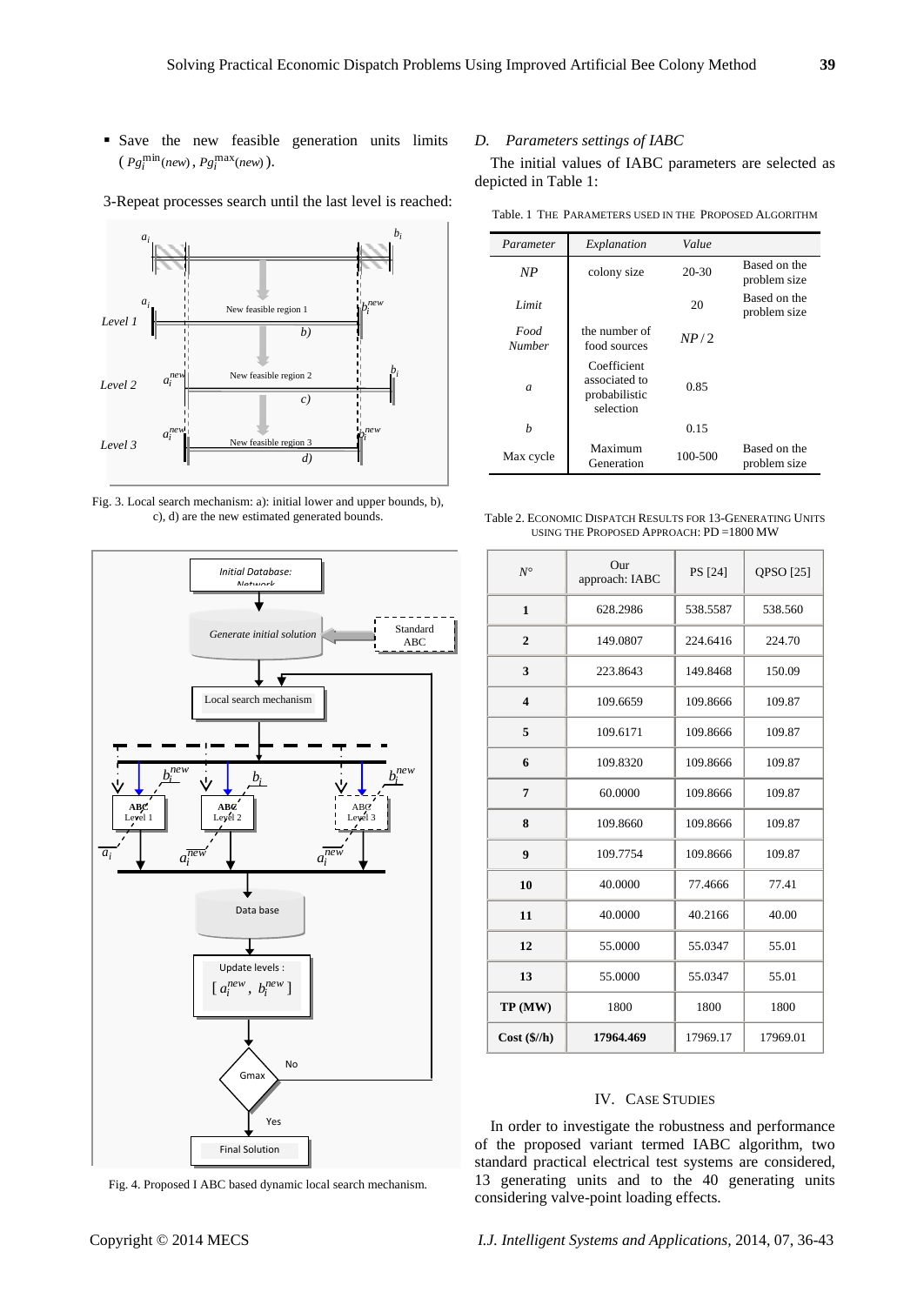- Save the new feasible generation units limits ( $Pg_i^{\min}(new)$ , $Pg_i^{\max}(new)$ ).

3-Repeat processes search until the last level is reached:

Fig. 3. Local search mechanism: a): initial lower and upper bounds, b), c), d) are the new estimated generated bounds.

Fig. 4. Proposed I ABC based dynamic local search mechanism.

### D. *Parameters settings of IABC*

The initial values of IABC parameters are selected as depicted in Table 1:

Table. 1 THE PARAMETERS USED IN THE PROPOSED ALGORITHM

| *Parameter* | *Explanation* | *Value* | |
|---|---|---|---|
| *NP* | colony size | 20-30 | Based on the problem size |
| *Limit* | | 20 | Based on the problem size |
| *Food Number* | the number of food sources | $NP/2$ | |
| *a* | Coefficient associated to probabilistic selection | 0.85 | |
| *b* | | 0.15 | |
| Max cycle | Maximum Generation | 100-500 | Based on the problem size |

Table 2. ECONOMIC DISPATCH RESULTS FOR 13-GENERATING UNITS USING THE PROPOSED APPROACH: PD =1800 MW

| *N°* | Our approach: IABC | PS [24] | QPSO [25] |
|---|---|---|---|
| **1** | 628.2986 | 538.5587 | 538.560 |
| **2** | 149.0807 | 224.6416 | 224.70 |
| **3** | 223.8643 | 149.8468 | 150.09 |
| **4** | 109.6659 | 109.8666 | 109.87 |
| **5** | 109.6171 | 109.8666 | 109.87 |
| **6** | 109.8320 | 109.8666 | 109.87 |
| **7** | 60.0000 | 109.8666 | 109.87 |
| **8** | 109.8660 | 109.8666 | 109.87 |
| **9** | 109.7754 | 109.8666 | 109.87 |
| **10** | 40.0000 | 77.4666 | 77.41 |
| **11** | 40.0000 | 40.2166 | 40.00 |
| **12** | 55.0000 | 55.0347 | 55.01 |
| **13** | 55.0000 | 55.0347 | 55.01 |
| **TP (MW)** | 1800 | 1800 | 1800 |
| **Cost ($//h)** | **17964.469** | 17969.17 | 17969.01 |

## IV. CASE STUDIES

In order to investigate the robustness and performance of the proposed variant termed IABC algorithm, two standard practical electrical test systems are considered, 13 generating units and to the 40 generating units considering valve-point loading effects.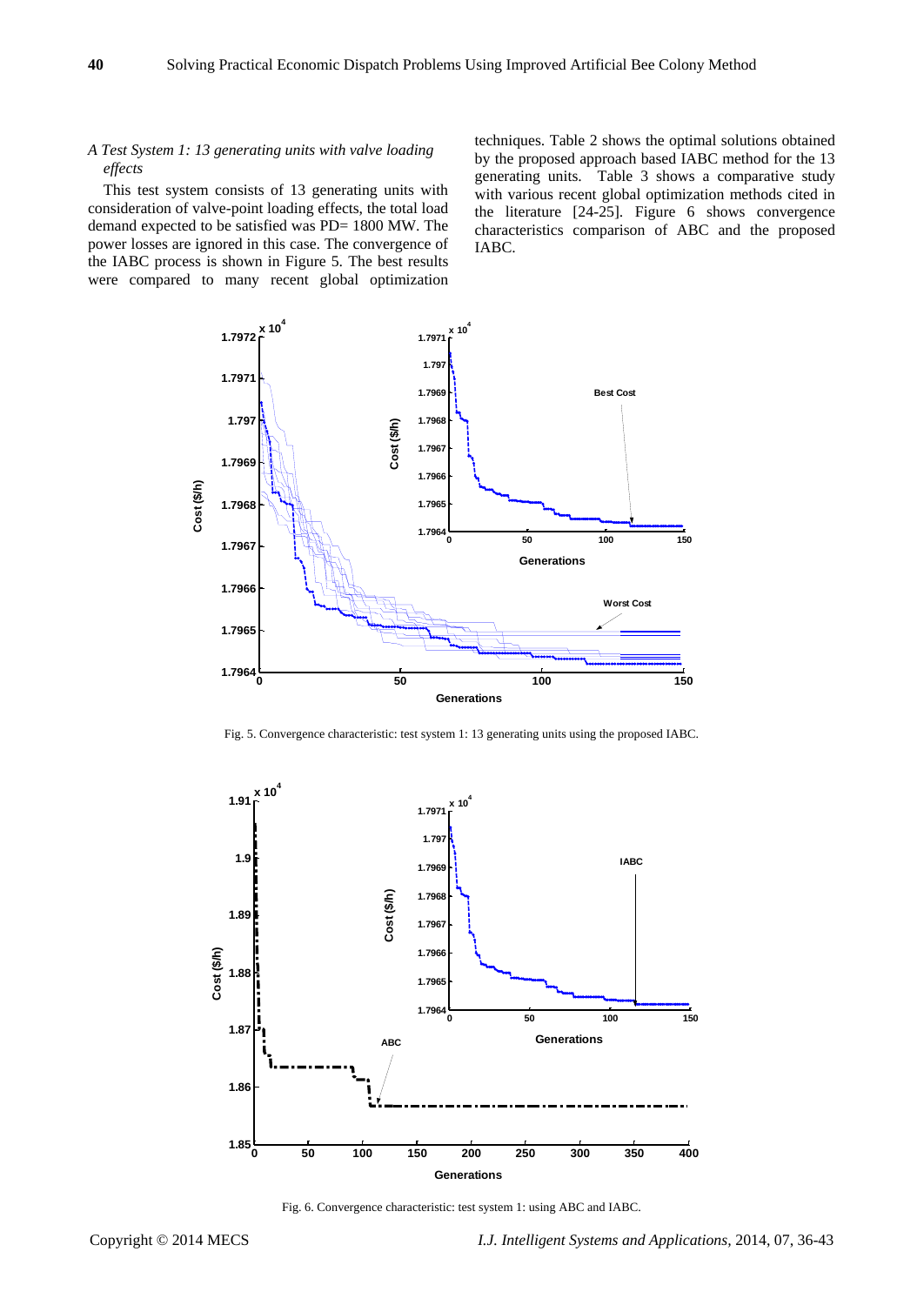*A Test System 1: 13 generating units with valve loading effects*

This test system consists of 13 generating units with consideration of valve-point loading effects, the total load demand expected to be satisfied was PD= 1800 MW. The power losses are ignored in this case. The convergence of the IABC process is shown in Figure 5. The best results were compared to many recent global optimization techniques. Table 2 shows the optimal solutions obtained by the proposed approach based IABC method for the 13 generating units. Table 3 shows a comparative study with various recent global optimization methods cited in the literature [24-25]. Figure 6 shows convergence characteristics comparison of ABC and the proposed IABC.

Fig. 5. Convergence characteristic: test system 1: 13 generating units using the proposed IABC.

Fig. 6. Convergence characteristic: test system 1: using ABC and IABC.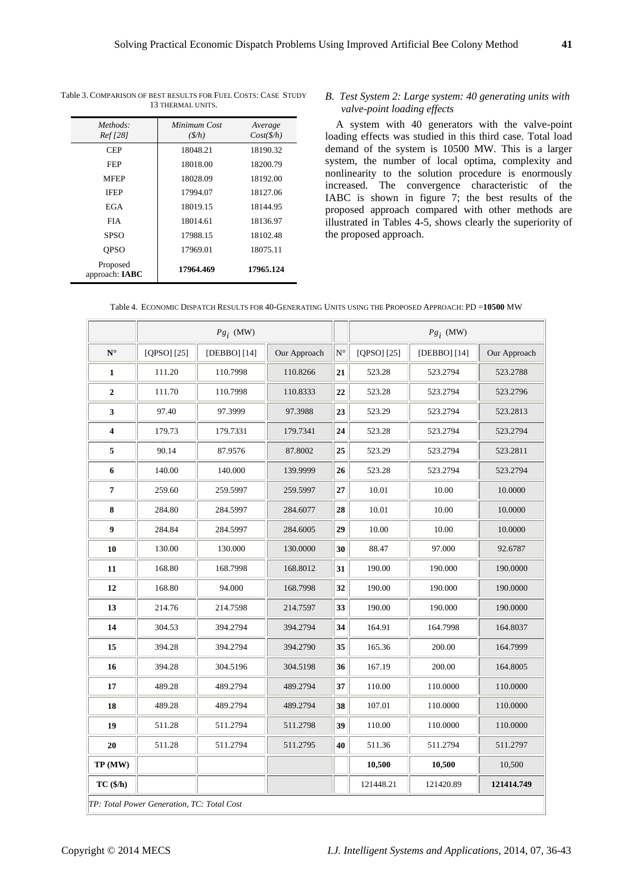Table 3. COMPARISON OF BEST RESULTS FOR FUEL COSTS: CASE STUDY 13 THERMAL UNITS.

| *Methods: Ref [28]* | *Minimum Cost ($/h)* | *Average Cost($/h)* |
|---|---|---|
| CEP | 18048.21 | 18190.32 |
| FEP | 18018.00 | 18200.79 |
| MFEP | 18028.09 | 18192.00 |
| IFEP | 17994.07 | 18127.06 |
| EGA | 18019.15 | 18144.95 |
| FIA | 18014.61 | 18136.97 |
| SPSO | 17988.15 | 18102.48 |
| QPSO | 17969.01 | 18075.11 |
| Proposed approach: **IABC** | **17964.469** | **17965.124** |

*B. Test System 2: Large system: 40 generating units with valve-point loading effects*

A system with 40 generators with the valve-point loading effects was studied in this third case. Total load demand of the system is 10500 MW. This is a larger system, the number of local optima, complexity and nonlinearity to the solution procedure is enormously increased. The convergence characteristic of the IABC is shown in figure 7; the best results of the proposed approach compared with other methods are illustrated in Tables 4-5, shows clearly the superiority of the proposed approach.

Table 4. ECONOMIC DISPATCH RESULTS FOR 40-GENERATING UNITS USING THE PROPOSED APPROACH: PD =**10500** MW

| | $Pg_i$ (MW) | | | | $Pg_i$ (MW) | | |
|---|---|---|---|---|---|---|---|
| **N°** | [QPSO] [25] | [DEBBO] [14] | Our Approach | N° | [QPSO] [25] | [DEBBO] [14] | Our Approach |
| **1** | 111.20 | 110.7998 | 110.8266 | **21** | 523.28 | 523.2794 | 523.2788 |
| **2** | 111.70 | 110.7998 | 110.8333 | **22** | 523.28 | 523.2794 | 523.2796 |
| **3** | 97.40 | 97.3999 | 97.3988 | **23** | 523.29 | 523.2794 | 523.2813 |
| **4** | 179.73 | 179.7331 | 179.7341 | **24** | 523.28 | 523.2794 | 523.2794 |
| **5** | 90.14 | 87.9576 | 87.8002 | **25** | 523.29 | 523.2794 | 523.2811 |
| **6** | 140.00 | 140.000 | 139.9999 | **26** | 523.28 | 523.2794 | 523.2794 |
| **7** | 259.60 | 259.5997 | 259.5997 | **27** | 10.01 | 10.00 | 10.0000 |
| **8** | 284.80 | 284.5997 | 284.6077 | **28** | 10.01 | 10.00 | 10.0000 |
| **9** | 284.84 | 284.5997 | 284.6005 | **29** | 10.00 | 10.00 | 10.0000 |
| **10** | 130.00 | 130.000 | 130.0000 | **30** | 88.47 | 97.000 | 92.6787 |
| **11** | 168.80 | 168.7998 | 168.8012 | **31** | 190.00 | 190.000 | 190.0000 |
| **12** | 168.80 | 94.000 | 168.7998 | **32** | 190.00 | 190.000 | 190.0000 |
| **13** | 214.76 | 214.7598 | 214.7597 | **33** | 190.00 | 190.000 | 190.0000 |
| **14** | 304.53 | 394.2794 | 394.2794 | **34** | 164.91 | 164.7998 | 164.8037 |
| **15** | 394.28 | 394.2794 | 394.2790 | **35** | 165.36 | 200.00 | 164.7999 |
| **16** | 394.28 | 304.5196 | 304.5198 | **36** | 167.19 | 200.00 | 164.8005 |
| **17** | 489.28 | 489.2794 | 489.2794 | **37** | 110.00 | 110.0000 | 110.0000 |
| **18** | 489.28 | 489.2794 | 489.2794 | **38** | 107.01 | 110.0000 | 110.0000 |
| **19** | 511.28 | 511.2794 | 511.2798 | **39** | 110.00 | 110.0000 | 110.0000 |
| **20** | 511.28 | 511.2794 | 511.2795 | **40** | 511.36 | 511.2794 | 511.2797 |
| **TP (MW)** | | | | | **10,500** | **10,500** | 10,500 |
| **TC ($/h)** | | | | | 121448.21 | 121420.89 | **121414.749** |

*TP: Total Power Generation, TC: Total Cost*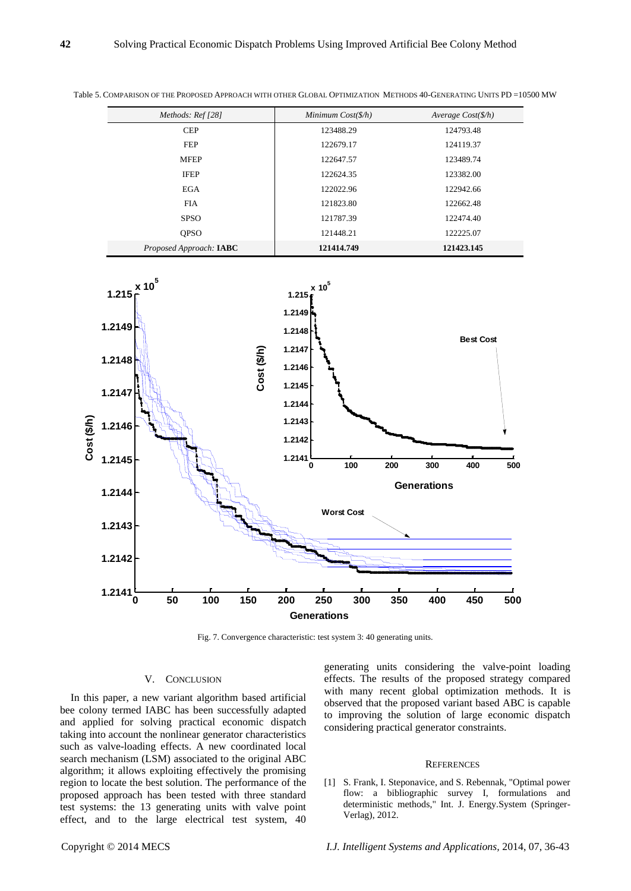Table 5. COMPARISON OF THE PROPOSED APPROACH WITH OTHER GLOBAL OPTIMIZATION METHODS 40-GENERATING UNITS PD =10500 MW

| *Methods: Ref [28]* | *Minimum Cost($/h)* | *Average Cost($/h)* |
|---|---|---|
| CEP | 123488.29 | 124793.48 |
| FEP | 122679.17 | 124119.37 |
| MFEP | 122647.57 | 123489.74 |
| IFEP | 122624.35 | 123382.00 |
| EGA | 122022.96 | 122942.66 |
| FIA | 121823.80 | 122662.48 |
| SPSO | 121787.39 | 122474.40 |
| QPSO | 121448.21 | 122225.07 |
| *Proposed Approach:* **IABC** | **121414.749** | **121423.145** |

Fig. 7. Convergence characteristic: test system 3: 40 generating units.

## V. CONCLUSION

In this paper, a new variant algorithm based artificial bee colony termed IABC has been successfully adapted and applied for solving practical economic dispatch taking into account the nonlinear generator characteristics such as valve-loading effects. A new coordinated local search mechanism (LSM) associated to the original ABC algorithm; it allows exploiting effectively the promising region to locate the best solution. The performance of the proposed approach has been tested with three standard test systems: the 13 generating units with valve point effect, and to the large electrical test system, 40 generating units considering the valve-point loading effects. The results of the proposed strategy compared with many recent global optimization methods. It is observed that the proposed variant based ABC is capable to improving the solution of large economic dispatch considering practical generator constraints.

## REFERENCES

[1] S. Frank, I. Steponavice, and S. Rebennak, "Optimal power flow: a bibliographic survey I, formulations and deterministic methods," Int. J. Energy.System (Springer-Verlag), 2012.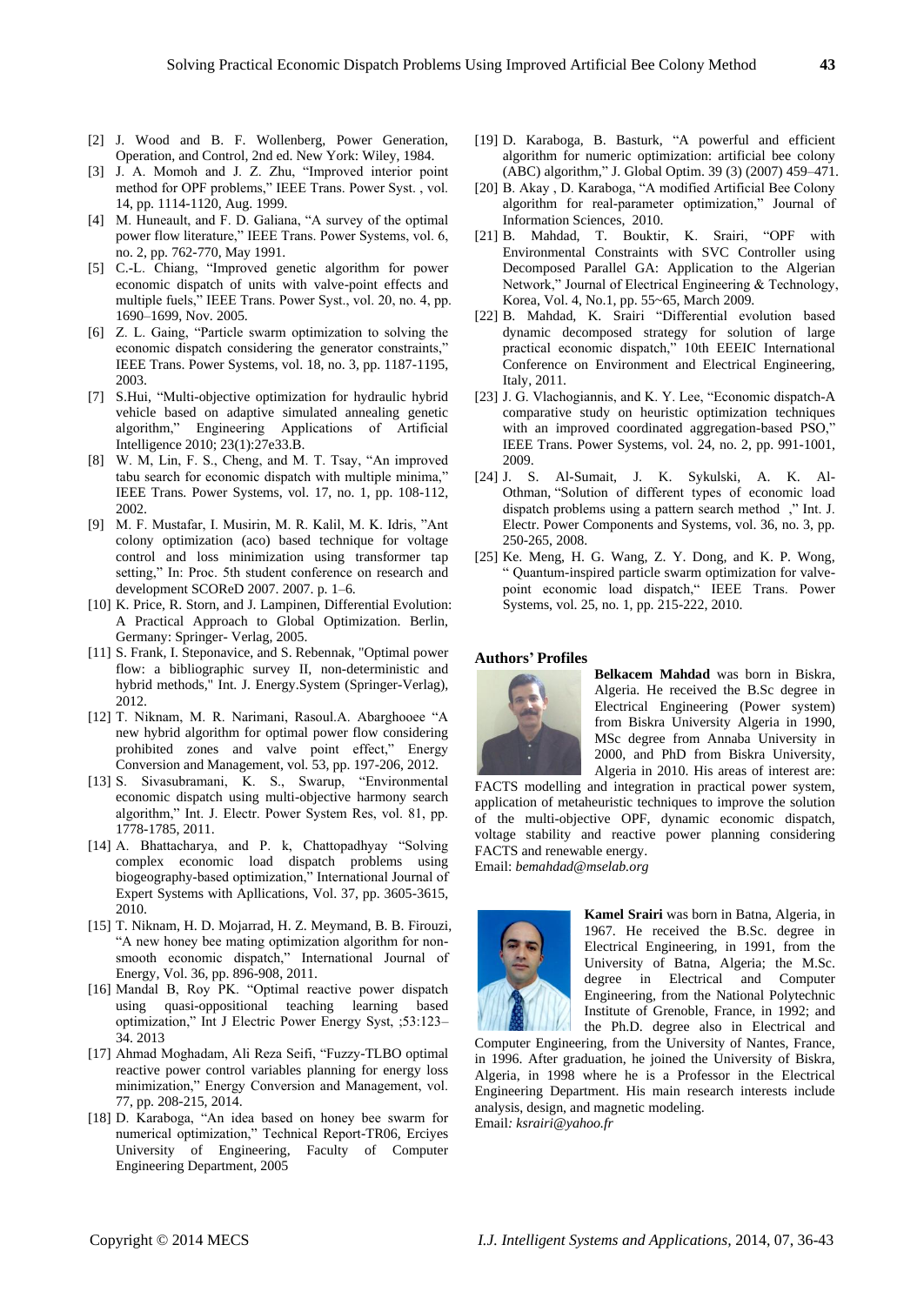[2] J. Wood and B. F. Wollenberg, Power Generation, Operation, and Control, 2nd ed. New York: Wiley, 1984.

[3] J. A. Momoh and J. Z. Zhu, "Improved interior point method for OPF problems," IEEE Trans. Power Syst. , vol. 14, pp. 1114-1120, Aug. 1999.

[4] M. Huneault, and F. D. Galiana, "A survey of the optimal power flow literature," IEEE Trans. Power Systems, vol. 6, no. 2, pp. 762-770, May 1991.

[5] C.-L. Chiang, "Improved genetic algorithm for power economic dispatch of units with valve-point effects and multiple fuels," IEEE Trans. Power Syst., vol. 20, no. 4, pp. 1690–1699, Nov. 2005.

[6] Z. L. Gaing, "Particle swarm optimization to solving the economic dispatch considering the generator constraints," IEEE Trans. Power Systems, vol. 18, no. 3, pp. 1187-1195, 2003.

[7] S.Hui, "Multi-objective optimization for hydraulic hybrid vehicle based on adaptive simulated annealing genetic algorithm," Engineering Applications of Artificial Intelligence 2010; 23(1):27e33.B.

[8] W. M, Lin, F. S., Cheng, and M. T. Tsay, "An improved tabu search for economic dispatch with multiple minima," IEEE Trans. Power Systems, vol. 17, no. 1, pp. 108-112, 2002.

[9] M. F. Mustafar, I. Musirin, M. R. Kalil, M. K. Idris, "Ant colony optimization (aco) based technique for voltage control and loss minimization using transformer tap setting," In: Proc. 5th student conference on research and development SCOReD 2007. 2007. p. 1–6.

[10] K. Price, R. Storn, and J. Lampinen, Differential Evolution: A Practical Approach to Global Optimization. Berlin, Germany: Springer- Verlag, 2005.

[11] S. Frank, I. Steponavice, and S. Rebennak, "Optimal power flow: a bibliographic survey II, non-deterministic and hybrid methods," Int. J. Energy.System (Springer-Verlag), 2012.

[12] T. Niknam, M. R. Narimani, Rasoul.A. Abarghooee "A new hybrid algorithm for optimal power flow considering prohibited zones and valve point effect," Energy Conversion and Management, vol. 53, pp. 197-206, 2012.

[13] S. Sivasubramani, K. S., Swarup, "Environmental economic dispatch using multi-objective harmony search algorithm," Int. J. Electr. Power System Res, vol. 81, pp. 1778-1785, 2011.

[14] A. Bhattacharya, and P. k, Chattopadhyay "Solving complex economic load dispatch problems using biogeography-based optimization," International Journal of Expert Systems with Apllications, Vol. 37, pp. 3605-3615, 2010.

[15] T. Niknam, H. D. Mojarrad, H. Z. Meymand, B. B. Firouzi, "A new honey bee mating optimization algorithm for non-smooth economic dispatch," International Journal of Energy, Vol. 36, pp. 896-908, 2011.

[16] Mandal B, Roy PK. "Optimal reactive power dispatch using quasi-oppositional teaching learning based optimization," Int J Electric Power Energy Syst, ;53:123–34. 2013

[17] Ahmad Moghadam, Ali Reza Seifi, "Fuzzy-TLBO optimal reactive power control variables planning for energy loss minimization," Energy Conversion and Management, vol. 77, pp. 208-215, 2014.

[18] D. Karaboga, "An idea based on honey bee swarm for numerical optimization," Technical Report-TR06, Erciyes University of Engineering, Faculty of Computer Engineering Department, 2005

[19] D. Karaboga, B. Basturk, "A powerful and efficient algorithm for numeric optimization: artificial bee colony (ABC) algorithm," J. Global Optim. 39 (3) (2007) 459–471.

[20] B. Akay , D. Karaboga, "A modified Artificial Bee Colony algorithm for real-parameter optimization," Journal of Information Sciences, 2010.

[21] B. Mahdad, T. Bouktir, K. Srairi, "OPF with Environmental Constraints with SVC Controller using Decomposed Parallel GA: Application to the Algerian Network," Journal of Electrical Engineering & Technology, Korea, Vol. 4, No.1, pp. 55~65, March 2009.

[22] B. Mahdad, K. Srairi "Differential evolution based dynamic decomposed strategy for solution of large practical economic dispatch," 10th EEEIC International Conference on Environment and Electrical Engineering, Italy, 2011.

[23] J. G. Vlachogiannis, and K. Y. Lee, "Economic dispatch-A comparative study on heuristic optimization techniques with an improved coordinated aggregation-based PSO," IEEE Trans. Power Systems, vol. 24, no. 2, pp. 991-1001, 2009.

[24] J. S. Al-Sumait, J. K. Sykulski, A. K. Al-Othman, "Solution of different types of economic load dispatch problems using a pattern search method ," Int. J. Electr. Power Components and Systems, vol. 36, no. 3, pp. 250-265, 2008.

[25] Ke. Meng, H. G. Wang, Z. Y. Dong, and K. P. Wong, " Quantum-inspired particle swarm optimization for valve-point economic load dispatch," IEEE Trans. Power Systems, vol. 25, no. 1, pp. 215-222, 2010.

## Authors' Profiles

**Belkacem Mahdad** was born in Biskra, Algeria. He received the B.Sc degree in Electrical Engineering (Power system) from Biskra University Algeria in 1990, MSc degree from Annaba University in 2000, and PhD from Biskra University, Algeria in 2010. His areas of interest are: FACTS modelling and integration in practical power system, application of metaheuristic techniques to improve the solution of the multi-objective OPF, dynamic economic dispatch, voltage stability and reactive power planning considering FACTS and renewable energy.

Email: *bemahdad@mselab.org*

**Kamel Srairi** was born in Batna, Algeria, in 1967. He received the B.Sc. degree in Electrical Engineering, in 1991, from the University of Batna, Algeria; the M.Sc. degree in Electrical and Computer Engineering, from the National Polytechnic Institute of Grenoble, France, in 1992; and the Ph.D. degree also in Electrical and Computer Engineering, from the University of Nantes, France, in 1996. After graduation, he joined the University of Biskra, Algeria, in 1998 where he is a Professor in the Electrical Engineering Department. His main research interests include analysis, design, and magnetic modeling.

Email*: ksrairi@yahoo.fr*